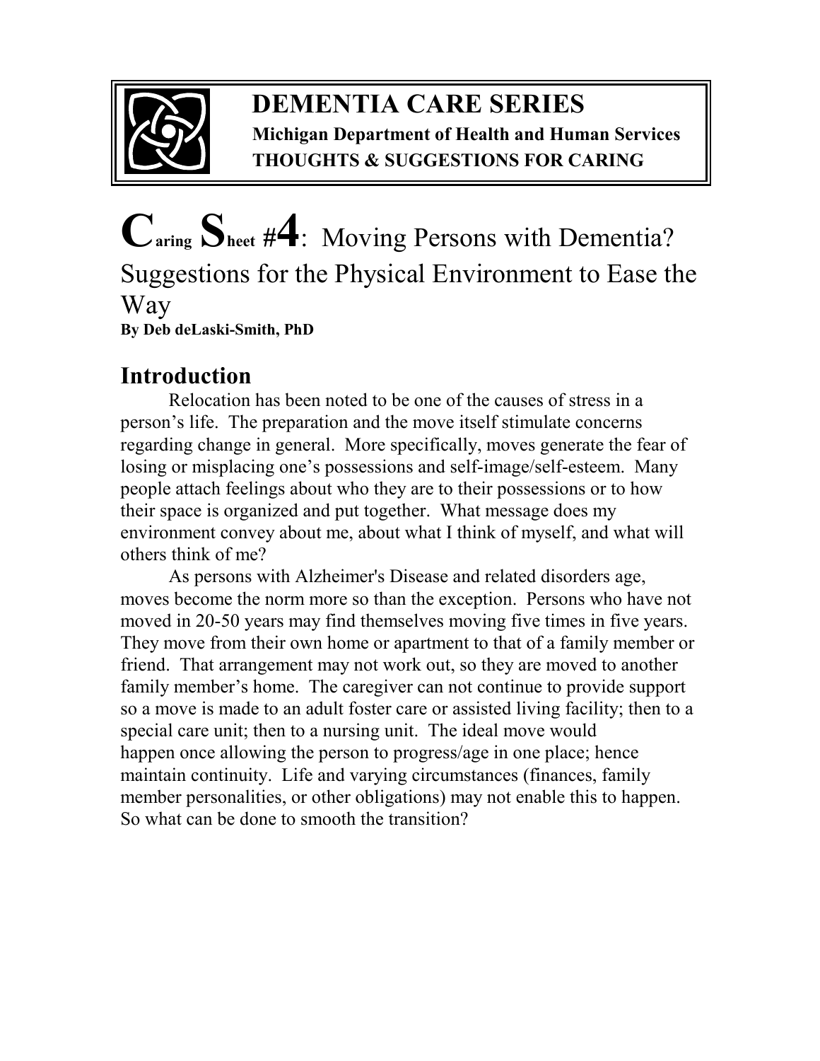**DEMENTIA CARE SERIES**

**Michigan Department of Health and Human Services**

**THOUGHTS & SUGGESTIONS FOR CARING**

# Caring Sheet #4: Moving Persons with Dementia? Suggestions for the Physical Environment to Ease the Way

**By Deb deLaski-Smith, PhD**

## Introduction

Relocation has been noted to be one of the causes of stress in a person's life. The preparation and the move itself stimulate concerns regarding change in general. More specifically, moves generate the fear of losing or misplacing one's possessions and self-image/self-esteem. Many people attach feelings about who they are to their possessions or to how their space is organized and put together. What message does my environment convey about me, about what I think of myself, and what will others think of me?

As persons with Alzheimer's Disease and related disorders age, moves become the norm more so than the exception. Persons who have not moved in 20-50 years may find themselves moving five times in five years. They move from their own home or apartment to that of a family member or friend. That arrangement may not work out, so they are moved to another family member's home. The caregiver can not continue to provide support so a move is made to an adult foster care or assisted living facility; then to a special care unit; then to a nursing unit. The ideal move would happen once allowing the person to progress/age in one place; hence maintain continuity. Life and varying circumstances (finances, family member personalities, or other obligations) may not enable this to happen. So what can be done to smooth the transition?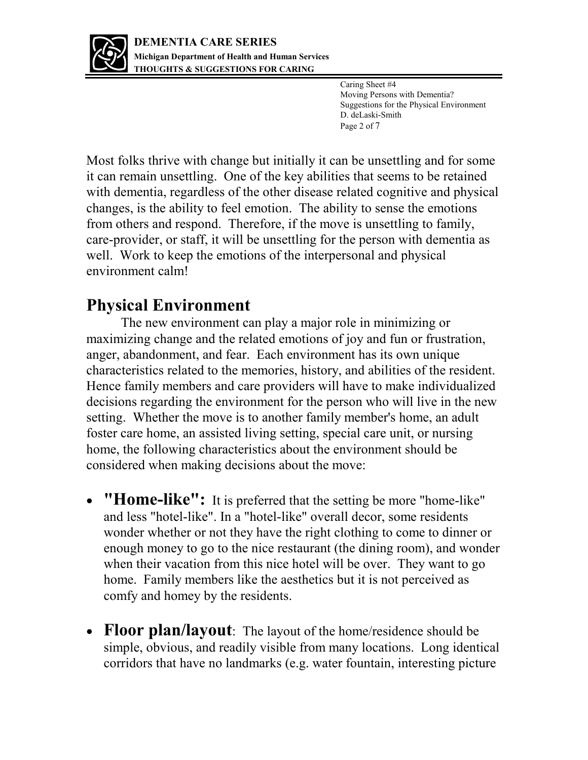Most folks thrive with change but initially it can be unsettling and for some it can remain unsettling. One of the key abilities that seems to be retained with dementia, regardless of the other disease related cognitive and physical changes, is the ability to feel emotion. The ability to sense the emotions from others and respond. Therefore, if the move is unsettling to family, care-provider, or staff, it will be unsettling for the person with dementia as well. Work to keep the emotions of the interpersonal and physical environment calm!

## Physical Environment

The new environment can play a major role in minimizing or maximizing change and the related emotions of joy and fun or frustration, anger, abandonment, and fear. Each environment has its own unique characteristics related to the memories, history, and abilities of the resident. Hence family members and care providers will have to make individualized decisions regarding the environment for the person who will live in the new setting. Whether the move is to another family member's home, an adult foster care home, an assisted living setting, special care unit, or nursing home, the following characteristics about the environment should be considered when making decisions about the move:

- **"Home-like":** It is preferred that the setting be more "home-like" and less "hotel-like". In a "hotel-like" overall decor, some residents wonder whether or not they have the right clothing to come to dinner or enough money to go to the nice restaurant (the dining room), and wonder when their vacation from this nice hotel will be over. They want to go home. Family members like the aesthetics but it is not perceived as comfy and homey by the residents.

- **Floor plan/layout**: The layout of the home/residence should be simple, obvious, and readily visible from many locations. Long identical corridors that have no landmarks (e.g. water fountain, interesting picture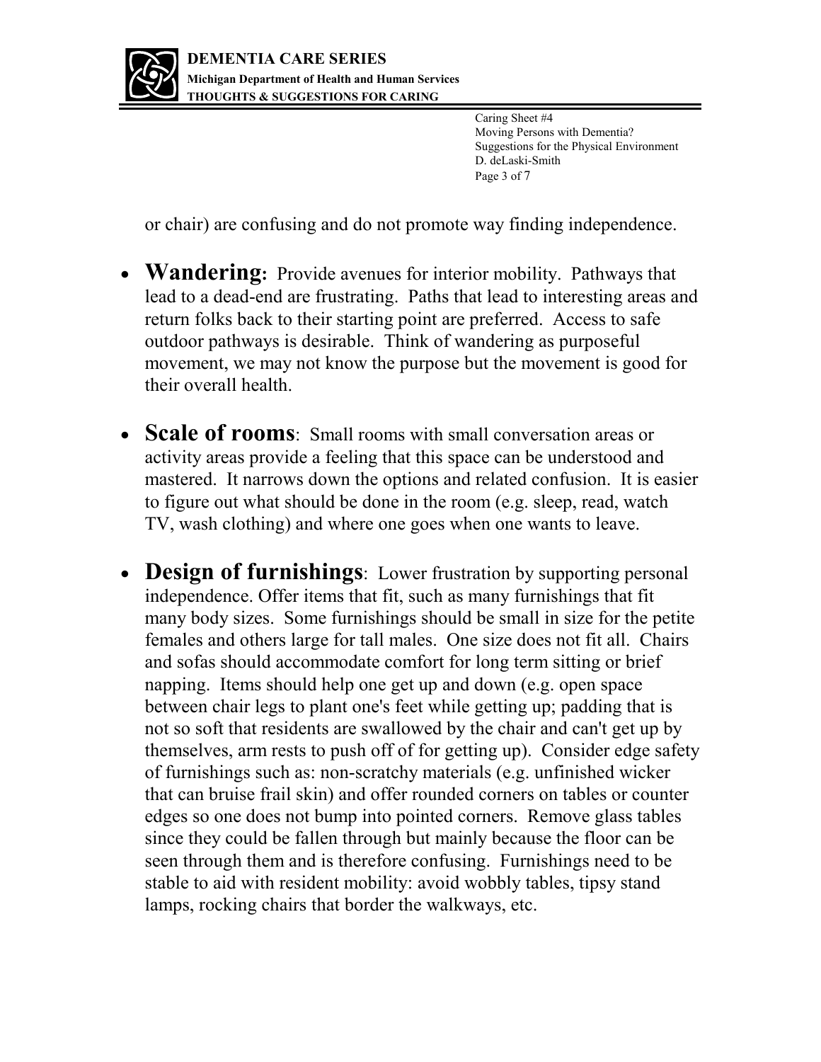or chair) are confusing and do not promote way finding independence.

- **Wandering:** Provide avenues for interior mobility. Pathways that lead to a dead-end are frustrating. Paths that lead to interesting areas and return folks back to their starting point are preferred. Access to safe outdoor pathways is desirable. Think of wandering as purposeful movement, we may not know the purpose but the movement is good for their overall health.

- **Scale of rooms**: Small rooms with small conversation areas or activity areas provide a feeling that this space can be understood and mastered. It narrows down the options and related confusion. It is easier to figure out what should be done in the room (e.g. sleep, read, watch TV, wash clothing) and where one goes when one wants to leave.

- **Design of furnishings**: Lower frustration by supporting personal independence. Offer items that fit, such as many furnishings that fit many body sizes. Some furnishings should be small in size for the petite females and others large for tall males. One size does not fit all. Chairs and sofas should accommodate comfort for long term sitting or brief napping. Items should help one get up and down (e.g. open space between chair legs to plant one's feet while getting up; padding that is not so soft that residents are swallowed by the chair and can't get up by themselves, arm rests to push off of for getting up). Consider edge safety of furnishings such as: non-scratchy materials (e.g. unfinished wicker that can bruise frail skin) and offer rounded corners on tables or counter edges so one does not bump into pointed corners. Remove glass tables since they could be fallen through but mainly because the floor can be seen through them and is therefore confusing. Furnishings need to be stable to aid with resident mobility: avoid wobbly tables, tipsy stand lamps, rocking chairs that border the walkways, etc.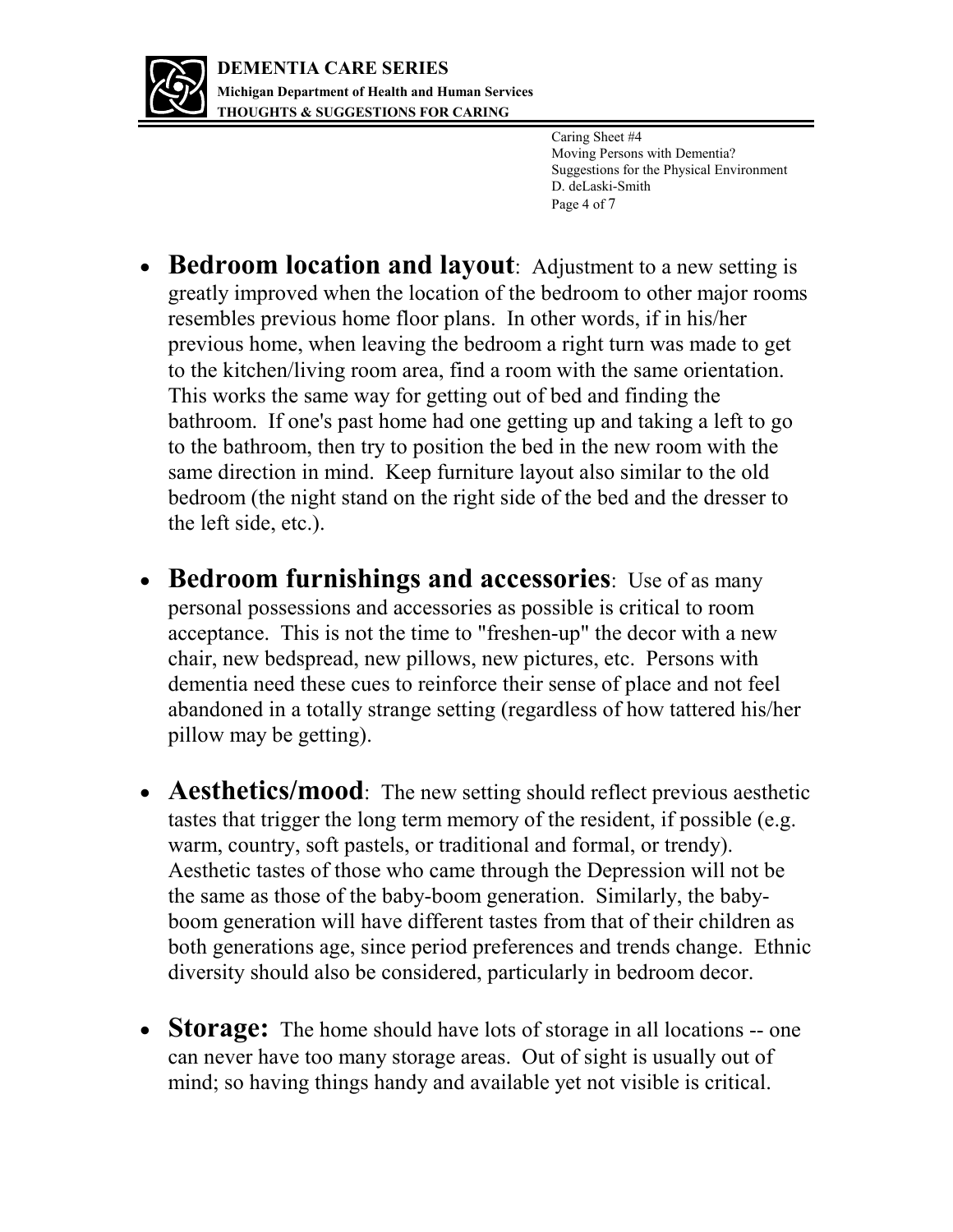- **Bedroom location and layout**: Adjustment to a new setting is greatly improved when the location of the bedroom to other major rooms resembles previous home floor plans. In other words, if in his/her previous home, when leaving the bedroom a right turn was made to get to the kitchen/living room area, find a room with the same orientation. This works the same way for getting out of bed and finding the bathroom. If one's past home had one getting up and taking a left to go to the bathroom, then try to position the bed in the new room with the same direction in mind. Keep furniture layout also similar to the old bedroom (the night stand on the right side of the bed and the dresser to the left side, etc.).

- **Bedroom furnishings and accessories**: Use of as many personal possessions and accessories as possible is critical to room acceptance. This is not the time to "freshen-up" the decor with a new chair, new bedspread, new pillows, new pictures, etc. Persons with dementia need these cues to reinforce their sense of place and not feel abandoned in a totally strange setting (regardless of how tattered his/her pillow may be getting).

- **Aesthetics/mood**: The new setting should reflect previous aesthetic tastes that trigger the long term memory of the resident, if possible (e.g. warm, country, soft pastels, or traditional and formal, or trendy). Aesthetic tastes of those who came through the Depression will not be the same as those of the baby-boom generation. Similarly, the baby-boom generation will have different tastes from that of their children as both generations age, since period preferences and trends change. Ethnic diversity should also be considered, particularly in bedroom decor.

- **Storage:** The home should have lots of storage in all locations -- one can never have too many storage areas. Out of sight is usually out of mind; so having things handy and available yet not visible is critical.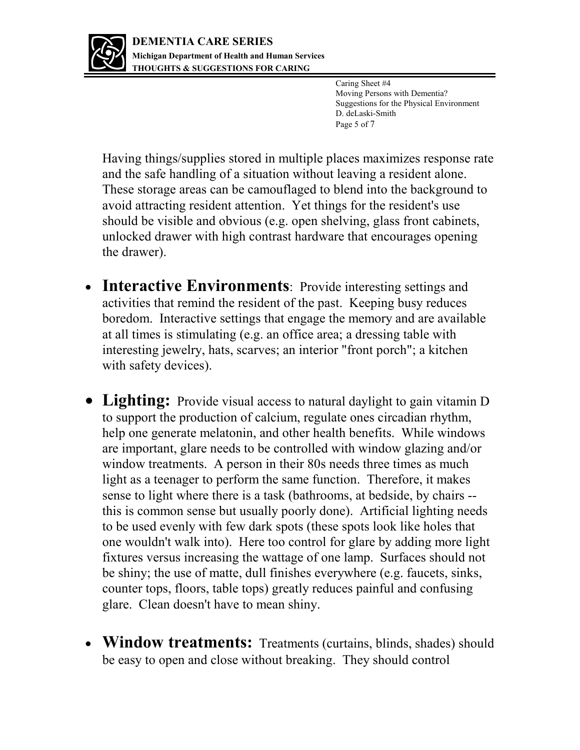Having things/supplies stored in multiple places maximizes response rate and the safe handling of a situation without leaving a resident alone. These storage areas can be camouflaged to blend into the background to avoid attracting resident attention. Yet things for the resident's use should be visible and obvious (e.g. open shelving, glass front cabinets, unlocked drawer with high contrast hardware that encourages opening the drawer).

- **Interactive Environments**: Provide interesting settings and activities that remind the resident of the past. Keeping busy reduces boredom. Interactive settings that engage the memory and are available at all times is stimulating (e.g. an office area; a dressing table with interesting jewelry, hats, scarves; an interior "front porch"; a kitchen with safety devices).

- **Lighting:** Provide visual access to natural daylight to gain vitamin D to support the production of calcium, regulate ones circadian rhythm, help one generate melatonin, and other health benefits. While windows are important, glare needs to be controlled with window glazing and/or window treatments. A person in their 80s needs three times as much light as a teenager to perform the same function. Therefore, it makes sense to light where there is a task (bathrooms, at bedside, by chairs -- this is common sense but usually poorly done). Artificial lighting needs to be used evenly with few dark spots (these spots look like holes that one wouldn't walk into). Here too control for glare by adding more light fixtures versus increasing the wattage of one lamp. Surfaces should not be shiny; the use of matte, dull finishes everywhere (e.g. faucets, sinks, counter tops, floors, table tops) greatly reduces painful and confusing glare. Clean doesn't have to mean shiny.

- **Window treatments:** Treatments (curtains, blinds, shades) should be easy to open and close without breaking. They should control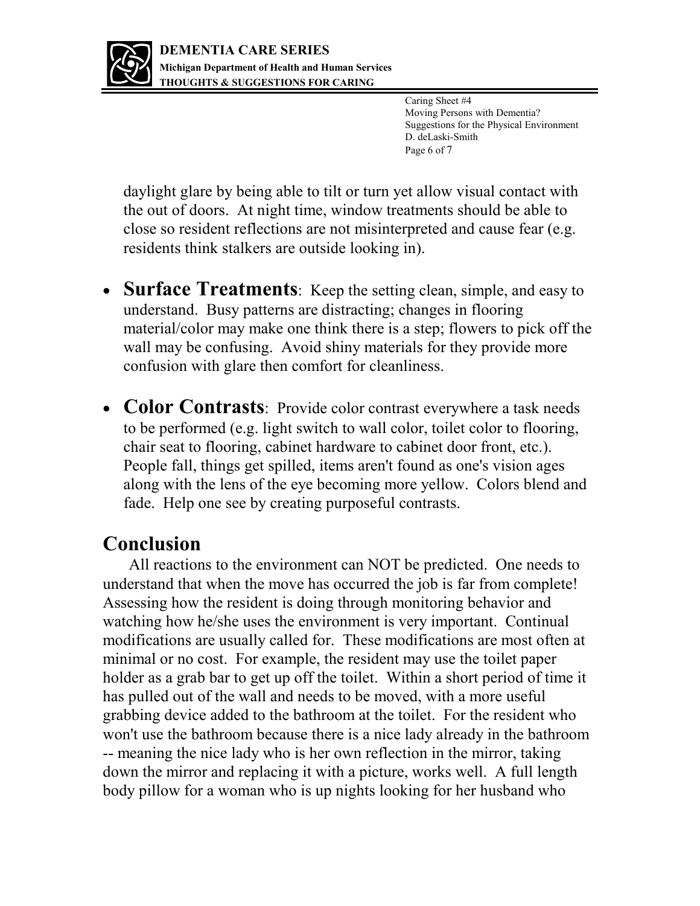daylight glare by being able to tilt or turn yet allow visual contact with the out of doors. At night time, window treatments should be able to close so resident reflections are not misinterpreted and cause fear (e.g. residents think stalkers are outside looking in).

- **Surface Treatments**: Keep the setting clean, simple, and easy to understand. Busy patterns are distracting; changes in flooring material/color may make one think there is a step; flowers to pick off the wall may be confusing. Avoid shiny materials for they provide more confusion with glare then comfort for cleanliness.

- **Color Contrasts**: Provide color contrast everywhere a task needs to be performed (e.g. light switch to wall color, toilet color to flooring, chair seat to flooring, cabinet hardware to cabinet door front, etc.). People fall, things get spilled, items aren't found as one's vision ages along with the lens of the eye becoming more yellow. Colors blend and fade. Help one see by creating purposeful contrasts.

## Conclusion

All reactions to the environment can NOT be predicted. One needs to understand that when the move has occurred the job is far from complete! Assessing how the resident is doing through monitoring behavior and watching how he/she uses the environment is very important. Continual modifications are usually called for. These modifications are most often at minimal or no cost. For example, the resident may use the toilet paper holder as a grab bar to get up off the toilet. Within a short period of time it has pulled out of the wall and needs to be moved, with a more useful grabbing device added to the bathroom at the toilet. For the resident who won't use the bathroom because there is a nice lady already in the bathroom -- meaning the nice lady who is her own reflection in the mirror, taking down the mirror and replacing it with a picture, works well. A full length body pillow for a woman who is up nights looking for her husband who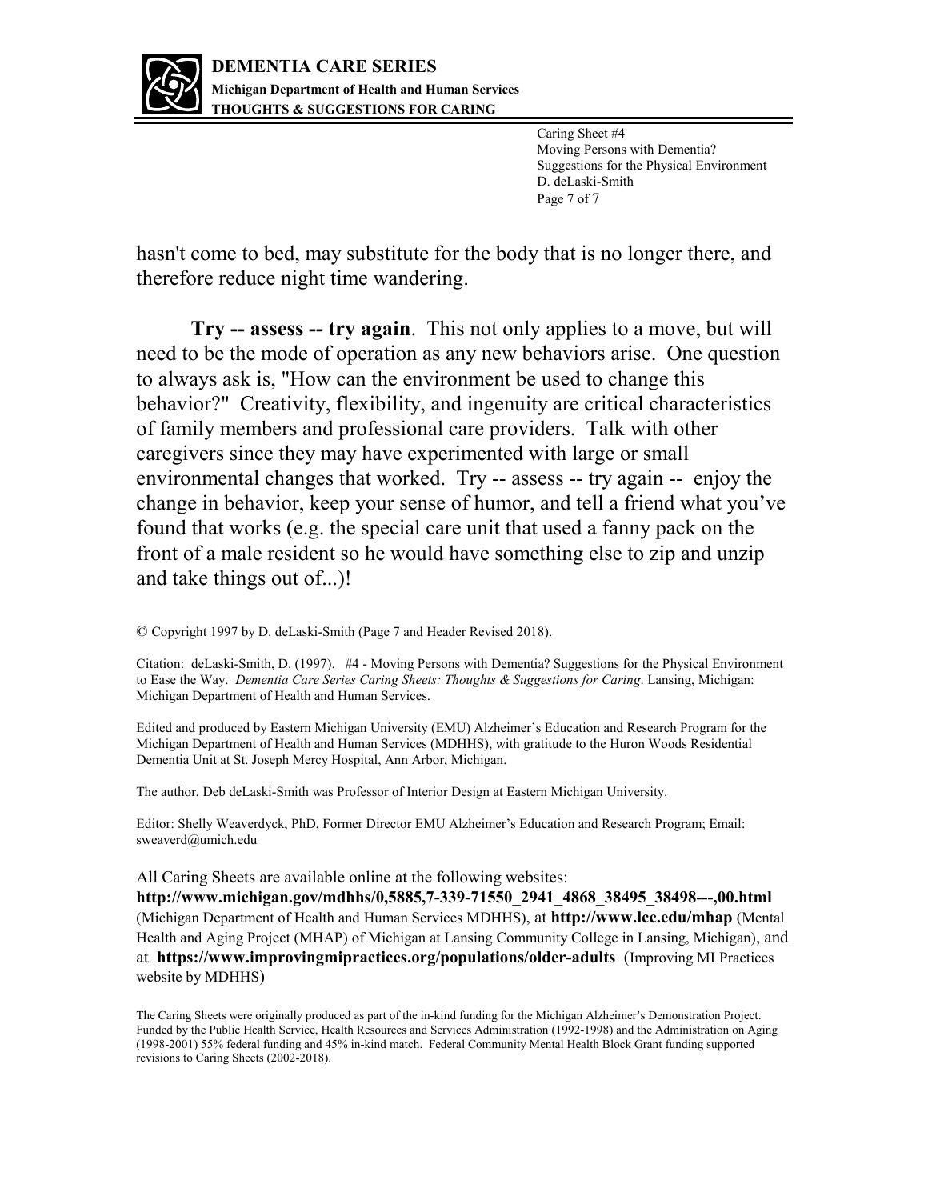hasn't come to bed, may substitute for the body that is no longer there, and therefore reduce night time wandering.

**Try -- assess -- try again**. This not only applies to a move, but will need to be the mode of operation as any new behaviors arise. One question to always ask is, "How can the environment be used to change this behavior?" Creativity, flexibility, and ingenuity are critical characteristics of family members and professional care providers. Talk with other caregivers since they may have experimented with large or small environmental changes that worked. Try -- assess -- try again -- enjoy the change in behavior, keep your sense of humor, and tell a friend what you've found that works (e.g. the special care unit that used a fanny pack on the front of a male resident so he would have something else to zip and unzip and take things out of...)!

© Copyright 1997 by D. deLaski-Smith (Page 7 and Header Revised 2018).

Citation: deLaski-Smith, D. (1997). #4 - Moving Persons with Dementia? Suggestions for the Physical Environment to Ease the Way. *Dementia Care Series Caring Sheets: Thoughts & Suggestions for Caring*. Lansing, Michigan: Michigan Department of Health and Human Services.

Edited and produced by Eastern Michigan University (EMU) Alzheimer's Education and Research Program for the Michigan Department of Health and Human Services (MDHHS), with gratitude to the Huron Woods Residential Dementia Unit at St. Joseph Mercy Hospital, Ann Arbor, Michigan.

The author, Deb deLaski-Smith was Professor of Interior Design at Eastern Michigan University.

Editor: Shelly Weaverdyck, PhD, Former Director EMU Alzheimer's Education and Research Program; Email: sweaverd@umich.edu

All Caring Sheets are available online at the following websites:
**http://www.michigan.gov/mdhhs/0,5885,7-339-71550_2941_4868_38495_38498---,00.html** (Michigan Department of Health and Human Services MDHHS), at **http://www.lcc.edu/mhap** (Mental Health and Aging Project (MHAP) of Michigan at Lansing Community College in Lansing, Michigan), and at **https://www.improvingmipractices.org/populations/older-adults** (Improving MI Practices website by MDHHS)

The Caring Sheets were originally produced as part of the in-kind funding for the Michigan Alzheimer's Demonstration Project. Funded by the Public Health Service, Health Resources and Services Administration (1992-1998) and the Administration on Aging (1998-2001) 55% federal funding and 45% in-kind match. Federal Community Mental Health Block Grant funding supported revisions to Caring Sheets (2002-2018).